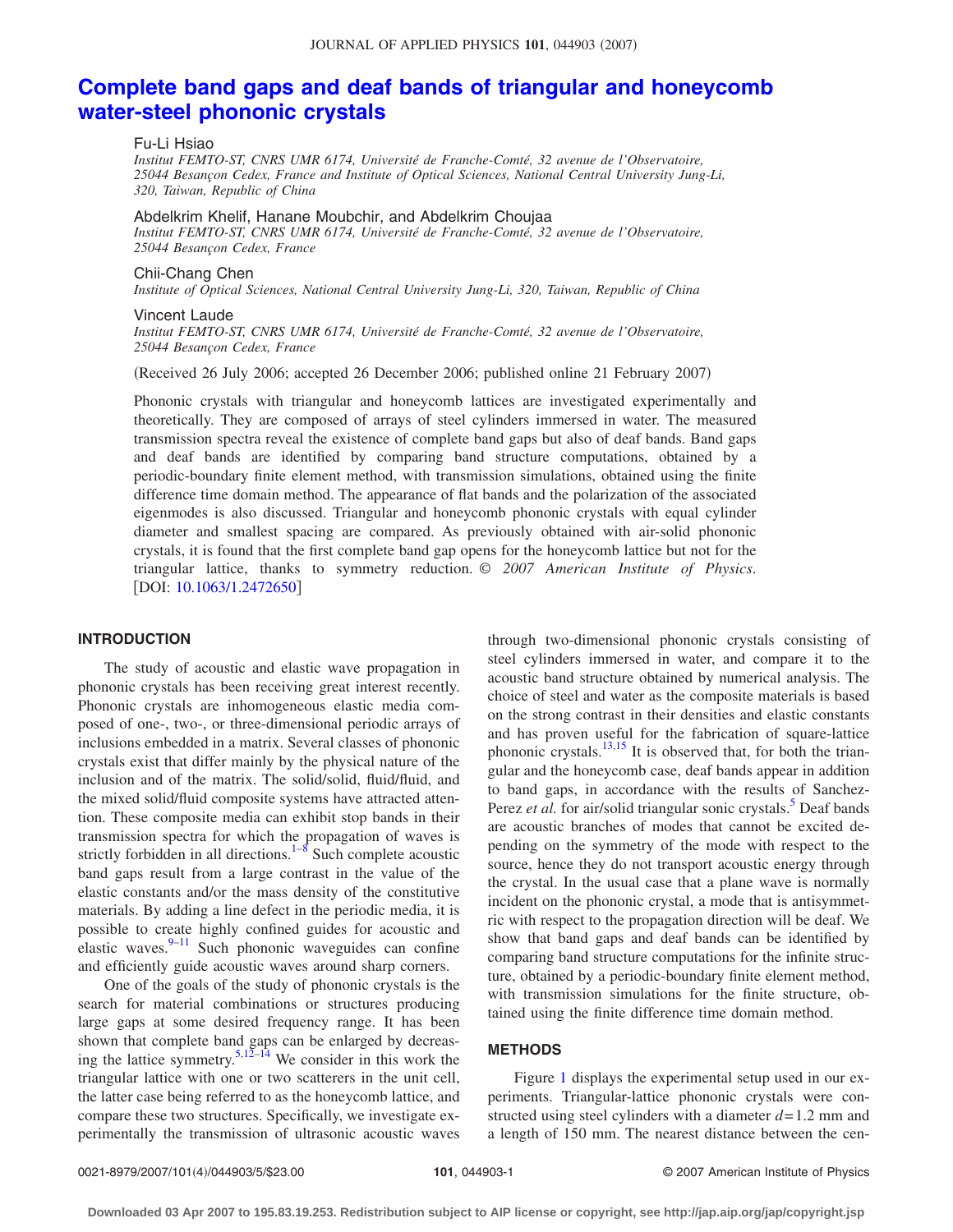# Complete band gaps and deaf bands of triangular and honeycomb water-steel phononic crystals

Fu-Li Hsiao

*Institut FEMTO-ST, CNRS UMR 6174, Université de Franche-Comté, 32 avenue de l'Observatoire, 25044 Besançon Cedex, France and Institute of Optical Sciences, National Central University Jung-Li, 320, Taiwan, Republic of China*

Abdelkrim Khelif, Hanane Moubchir, and Abdelkrim Choujaa

*Institut FEMTO-ST, CNRS UMR 6174, Université de Franche-Comté, 32 avenue de l'Observatoire, 25044 Besançon Cedex, France*

Chii-Chang Chen

*Institute of Optical Sciences, National Central University Jung-Li, 320, Taiwan, Republic of China*

Vincent Laude

*Institut FEMTO-ST, CNRS UMR 6174, Université de Franche-Comté, 32 avenue de l'Observatoire, 25044 Besançon Cedex, France*

(Received 26 July 2006; accepted 26 December 2006; published online 21 February 2007)

Phononic crystals with triangular and honeycomb lattices are investigated experimentally and theoretically. They are composed of arrays of steel cylinders immersed in water. The measured transmission spectra reveal the existence of complete band gaps but also of deaf bands. Band gaps and deaf bands are identified by comparing band structure computations, obtained by a periodic-boundary finite element method, with transmission simulations, obtained using the finite difference time domain method. The appearance of flat bands and the polarization of the associated eigenmodes is also discussed. Triangular and honeycomb phononic crystals with equal cylinder diameter and smallest spacing are compared. As previously obtained with air-solid phononic crystals, it is found that the first complete band gap opens for the honeycomb lattice but not for the triangular lattice, thanks to symmetry reduction. © *2007 American Institute of Physics*. [DOI: 10.1063/1.2472650]

## INTRODUCTION

The study of acoustic and elastic wave propagation in phononic crystals has been receiving great interest recently. Phononic crystals are inhomogeneous elastic media composed of one-, two-, or three-dimensional periodic arrays of inclusions embedded in a matrix. Several classes of phononic crystals exist that differ mainly by the physical nature of the inclusion and of the matrix. The solid/solid, fluid/fluid, and the mixed solid/fluid composite systems have attracted attention. These composite media can exhibit stop bands in their transmission spectra for which the propagation of waves is strictly forbidden in all directions.[1–8] Such complete acoustic band gaps result from a large contrast in the value of the elastic constants and/or the mass density of the constitutive materials. By adding a line defect in the periodic media, it is possible to create highly confined guides for acoustic and elastic waves.[9–11] Such phononic waveguides can confine and efficiently guide acoustic waves around sharp corners.

One of the goals of the study of phononic crystals is the search for material combinations or structures producing large gaps at some desired frequency range. It has been shown that complete band gaps can be enlarged by decreasing the lattice symmetry.[5,12–14] We consider in this work the triangular lattice with one or two scatterers in the unit cell, the latter case being referred to as the honeycomb lattice, and compare these two structures. Specifically, we investigate experimentally the transmission of ultrasonic acoustic waves through two-dimensional phononic crystals consisting of steel cylinders immersed in water, and compare it to the acoustic band structure obtained by numerical analysis. The choice of steel and water as the composite materials is based on the strong contrast in their densities and elastic constants and has proven useful for the fabrication of square-lattice phononic crystals.[13,15] It is observed that, for both the triangular and the honeycomb case, deaf bands appear in addition to band gaps, in accordance with the results of Sanchez-Perez *et al.* for air/solid triangular sonic crystals.[5] Deaf bands are acoustic branches of modes that cannot be excited depending on the symmetry of the mode with respect to the source, hence they do not transport acoustic energy through the crystal. In the usual case that a plane wave is normally incident on the phononic crystal, a mode that is antisymmetric with respect to the propagation direction will be deaf. We show that band gaps and deaf bands can be identified by comparing band structure computations for the infinite structure, obtained by a periodic-boundary finite element method, with transmission simulations for the finite structure, obtained using the finite difference time domain method.

## METHODS

Figure 1 displays the experimental setup used in our experiments. Triangular-lattice phononic crystals were constructed using steel cylinders with a diameter $d=1.2$ mm and a length of 150 mm. The nearest distance between the cen-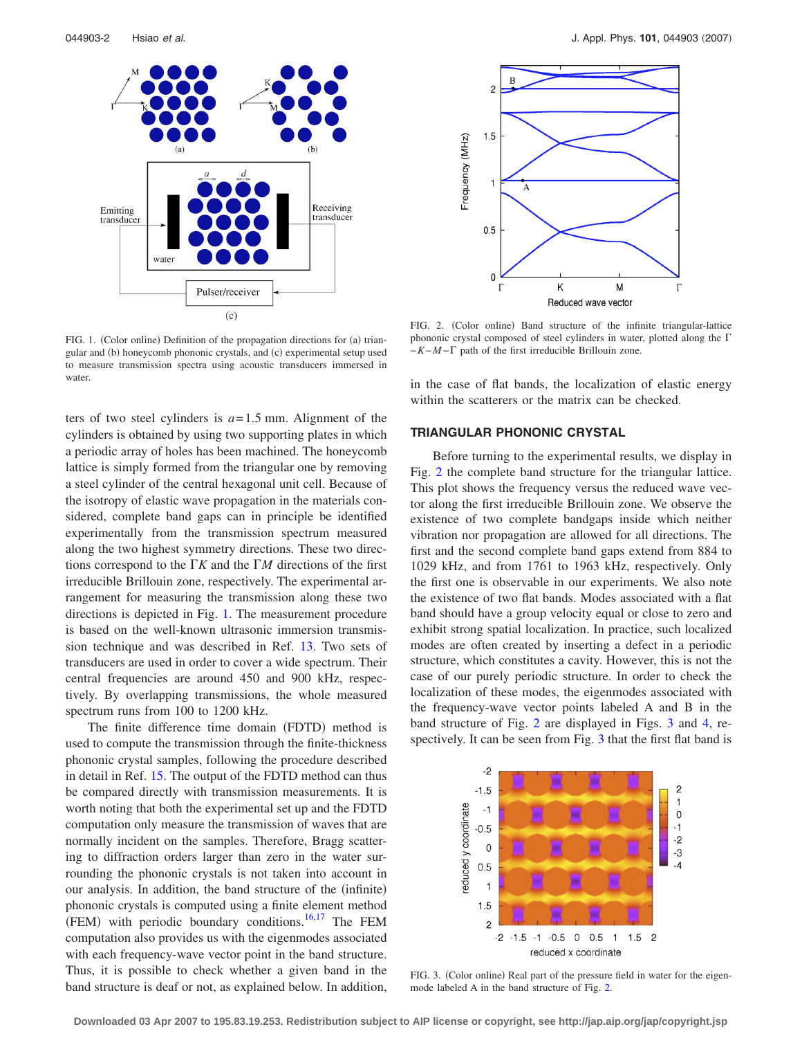FIG. 1. (Color online) Definition of the propagation directions for (a) triangular and (b) honeycomb phononic crystals, and (c) experimental setup used to measure transmission spectra using acoustic transducers immersed in water.

ters of two steel cylinders is $a=1.5$ mm. Alignment of the cylinders is obtained by using two supporting plates in which a periodic array of holes has been machined. The honeycomb lattice is simply formed from the triangular one by removing a steel cylinder of the central hexagonal unit cell. Because of the isotropy of elastic wave propagation in the materials considered, complete band gaps can in principle be identified experimentally from the transmission spectrum measured along the two highest symmetry directions. These two directions correspond to the $\Gamma K$ and the $\Gamma M$ directions of the first irreducible Brillouin zone, respectively. The experimental arrangement for measuring the transmission along these two directions is depicted in Fig. 1. The measurement procedure is based on the well-known ultrasonic immersion transmission technique and was described in Ref. 13. Two sets of transducers are used in order to cover a wide spectrum. Their central frequencies are around 450 and 900 kHz, respectively. By overlapping transmissions, the whole measured spectrum runs from 100 to 1200 kHz.

The finite difference time domain (FDTD) method is used to compute the transmission through the finite-thickness phononic crystal samples, following the procedure described in detail in Ref. 15. The output of the FDTD method can thus be compared directly with transmission measurements. It is worth noting that both the experimental set up and the FDTD computation only measure the transmission of waves that are normally incident on the samples. Therefore, Bragg scattering to diffraction orders larger than zero in the water surrounding the phononic crystals is not taken into account in our analysis. In addition, the band structure of the (infinite) phononic crystals is computed using a finite element method (FEM) with periodic boundary conditions.[16,17] The FEM computation also provides us with the eigenmodes associated with each frequency-wave vector point in the band structure. Thus, it is possible to check whether a given band in the band structure is deaf or not, as explained below. In addition, in the case of flat bands, the localization of elastic energy within the scatterers or the matrix can be checked.

FIG. 2. (Color online) Band structure of the infinite triangular-lattice phononic crystal composed of steel cylinders in water, plotted along the $\Gamma-K-M-\Gamma$ path of the first irreducible Brillouin zone.

## TRIANGULAR PHONONIC CRYSTAL

Before turning to the experimental results, we display in Fig. 2 the complete band structure for the triangular lattice. This plot shows the frequency versus the reduced wave vector along the first irreducible Brillouin zone. We observe the existence of two complete bandgaps inside which neither vibration nor propagation are allowed for all directions. The first and the second complete band gaps extend from 884 to 1029 kHz, and from 1761 to 1963 kHz, respectively. Only the first one is observable in our experiments. We also note the existence of two flat bands. Modes associated with a flat band should have a group velocity equal or close to zero and exhibit strong spatial localization. In practice, such localized modes are often created by inserting a defect in a periodic structure, which constitutes a cavity. However, this is not the case of our purely periodic structure. In order to check the localization of these modes, the eigenmodes associated with the frequency-wave vector points labeled A and B in the band structure of Fig. 2 are displayed in Figs. 3 and 4, respectively. It can be seen from Fig. 3 that the first flat band is

FIG. 3. (Color online) Real part of the pressure field in water for the eigenmode labeled A in the band structure of Fig. 2.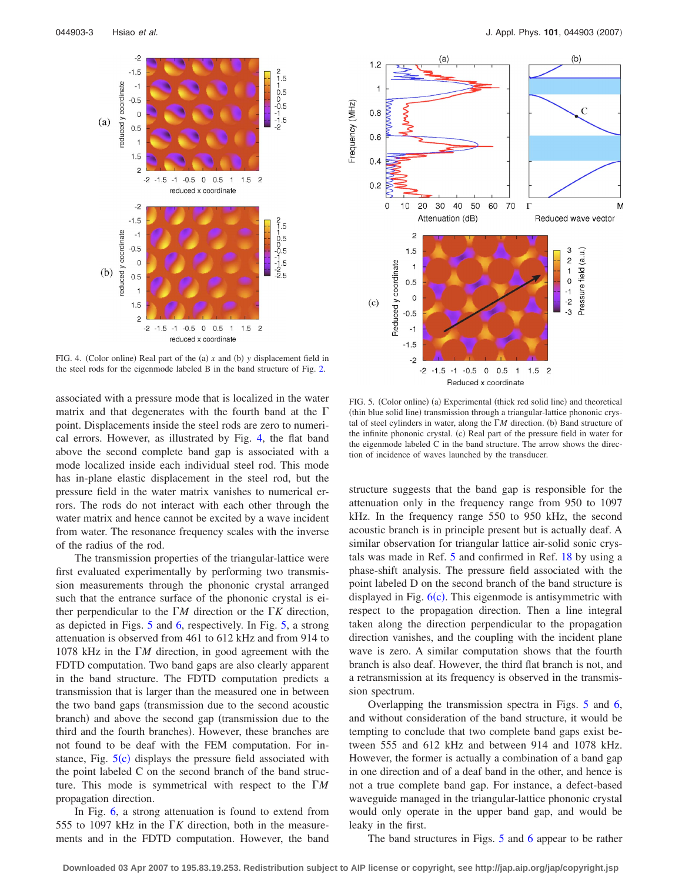FIG. 4. (Color online) Real part of the (a) $x$ and (b) $y$ displacement field in the steel rods for the eigenmode labeled B in the band structure of Fig. 2.

associated with a pressure mode that is localized in the water matrix and that degenerates with the fourth band at the $\Gamma$ point. Displacements inside the steel rods are zero to numerical errors. However, as illustrated by Fig. 4, the flat band above the second complete band gap is associated with a mode localized inside each individual steel rod. This mode has in-plane elastic displacement in the steel rod, but the pressure field in the water matrix vanishes to numerical errors. The rods do not interact with each other through the water matrix and hence cannot be excited by a wave incident from water. The resonance frequency scales with the inverse of the radius of the rod.

The transmission properties of the triangular-lattice were first evaluated experimentally by performing two transmission measurements through the phononic crystal arranged such that the entrance surface of the phononic crystal is either perpendicular to the $\Gamma M$ direction or the $\Gamma K$ direction, as depicted in Figs. 5 and 6, respectively. In Fig. 5, a strong attenuation is observed from 461 to 612 kHz and from 914 to 1078 kHz in the $\Gamma M$ direction, in good agreement with the FDTD computation. Two band gaps are also clearly apparent in the band structure. The FDTD computation predicts a transmission that is larger than the measured one in between the two band gaps (transmission due to the second acoustic branch) and above the second gap (transmission due to the third and the fourth branches). However, these branches are not found to be deaf with the FEM computation. For instance, Fig. 5(c) displays the pressure field associated with the point labeled C on the second branch of the band structure. This mode is symmetrical with respect to the $\Gamma M$ propagation direction.

In Fig. 6, a strong attenuation is found to extend from 555 to 1097 kHz in the $\Gamma K$ direction, both in the measurements and in the FDTD computation. However, the band structure suggests that the band gap is responsible for the attenuation only in the frequency range from 950 to 1097 kHz. In the frequency range 550 to 950 kHz, the second acoustic branch is in principle present but is actually deaf. A similar observation for triangular lattice air-solid sonic crystals was made in Ref. 5 and confirmed in Ref. 18 by using a phase-shift analysis. The pressure field associated with the point labeled D on the second branch of the band structure is displayed in Fig. 6(c). This eigenmode is antisymmetric with respect to the propagation direction. Then a line integral taken along the direction perpendicular to the propagation direction vanishes, and the coupling with the incident plane wave is zero. A similar computation shows that the fourth branch is also deaf. However, the third flat branch is not, and a retransmission at its frequency is observed in the transmission spectrum.

FIG. 5. (Color online) (a) Experimental (thick red solid line) and theoretical (thin blue solid line) transmission through a triangular-lattice phononic crystal of steel cylinders in water, along the $\Gamma M$ direction. (b) Band structure of the infinite phononic crystal. (c) Real part of the pressure field in water for the eigenmode labeled C in the band structure. The arrow shows the direction of incidence of waves launched by the transducer.

Overlapping the transmission spectra in Figs. 5 and 6, and without consideration of the band structure, it would be tempting to conclude that two complete band gaps exist between 555 and 612 kHz and between 914 and 1078 kHz. However, the former is actually a combination of a band gap in one direction and of a deaf band in the other, and hence is not a true complete band gap. For instance, a defect-based waveguide managed in the triangular-lattice phononic crystal would only operate in the upper band gap, and would be leaky in the first.

The band structures in Figs. 5 and 6 appear to be rather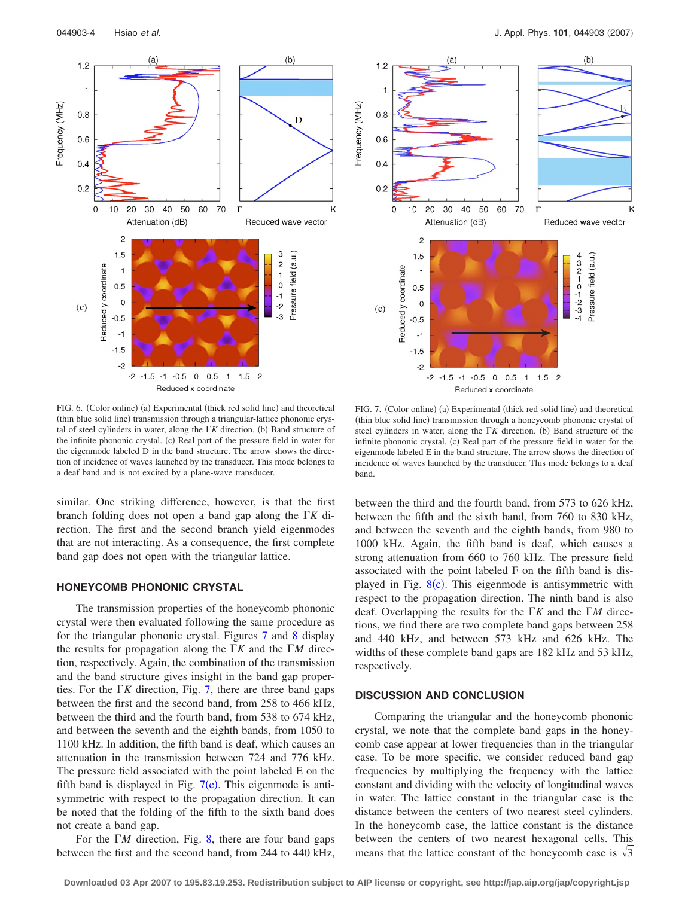FIG. 6. (Color online) (a) Experimental (thick red solid line) and theoretical (thin blue solid line) transmission through a triangular-lattice phononic crystal of steel cylinders in water, along the ΓK direction. (b) Band structure of the infinite phononic crystal. (c) Real part of the pressure field in water for the eigenmode labeled D in the band structure. The arrow shows the direction of incidence of waves launched by the transducer. This mode belongs to a deaf band and is not excited by a plane-wave transducer.

FIG. 7. (Color online) (a) Experimental (thick red solid line) and theoretical (thin blue solid line) transmission through a honeycomb phononic crystal of steel cylinders in water, along the ΓK direction. (b) Band structure of the infinite phononic crystal. (c) Real part of the pressure field in water for the eigenmode labeled E in the band structure. The arrow shows the direction of incidence of waves launched by the transducer. This mode belongs to a deaf band.

similar. One striking difference, however, is that the first branch folding does not open a band gap along the ΓK direction. The first and the second branch yield eigenmodes that are not interacting. As a consequence, the first complete band gap does not open with the triangular lattice.

## HONEYCOMB PHONONIC CRYSTAL

The transmission properties of the honeycomb phononic crystal were then evaluated following the same procedure as for the triangular phononic crystal. Figures 7 and 8 display the results for propagation along the ΓK and the ΓM direction, respectively. Again, the combination of the transmission and the band structure gives insight in the band gap properties. For the ΓK direction, Fig. 7, there are three band gaps between the first and the second band, from 258 to 466 kHz, between the third and the fourth band, from 538 to 674 kHz, and between the seventh and the eighth bands, from 1050 to 1100 kHz. In addition, the fifth band is deaf, which causes an attenuation in the transmission between 724 and 776 kHz. The pressure field associated with the point labeled E on the fifth band is displayed in Fig. 7(c). This eigenmode is antisymmetric with respect to the propagation direction. It can be noted that the folding of the fifth to the sixth band does not create a band gap.

For the ΓM direction, Fig. 8, there are four band gaps between the first and the second band, from 244 to 440 kHz, between the third and the fourth band, from 573 to 626 kHz, between the fifth and the sixth band, from 760 to 830 kHz, and between the seventh and the eighth bands, from 980 to 1000 kHz. Again, the fifth band is deaf, which causes a strong attenuation from 660 to 760 kHz. The pressure field associated with the point labeled F on the fifth band is displayed in Fig. 8(c). This eigenmode is antisymmetric with respect to the propagation direction. The ninth band is also deaf. Overlapping the results for the ΓK and the ΓM directions, we find there are two complete band gaps between 258 and 440 kHz, and between 573 kHz and 626 kHz. The widths of these complete band gaps are 182 kHz and 53 kHz, respectively.

## DISCUSSION AND CONCLUSION

Comparing the triangular and the honeycomb phononic crystal, we note that the complete band gaps in the honeycomb case appear at lower frequencies than in the triangular case. To be more specific, we consider reduced band gap frequencies by multiplying the frequency with the lattice constant and dividing with the velocity of longitudinal waves in water. The lattice constant in the triangular case is the distance between the centers of two nearest steel cylinders. In the honeycomb case, the lattice constant is the distance between the centers of two nearest hexagonal cells. This means that the lattice constant of the honeycomb case is $\sqrt{3}$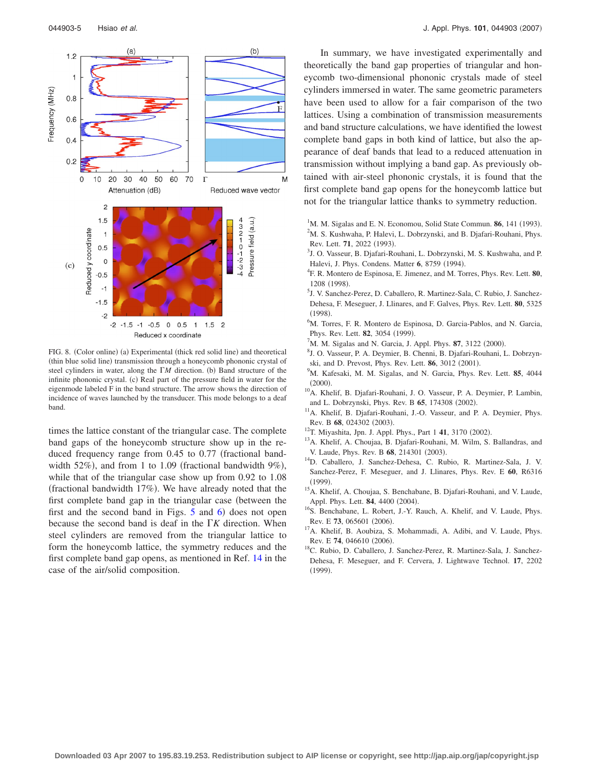(a)

1.2

1

0.8

0.6

0.4

0.2

Frequency (MHz)

0 10 20 30 40 50 60 70

Attenuation (dB)

(b)

F

Γ M

Reduced wave vector

(c)

2

1.5

1

0.5

0

-0.5

-1

-1.5

-2

Reduced y coordinate

-2 -1.5 -1 -0.5 0 0.5 1 1.5 2

Reduced x coordinate

4 3 2 1 0 -1 -2 -3 -4

Pressure field (a.u.)

FIG. 8. (Color online) (a) Experimental (thick red solid line) and theoretical (thin blue solid line) transmission through a honeycomb phononic crystal of steel cylinders in water, along the Γ*M* direction. (b) Band structure of the infinite phononic crystal. (c) Real part of the pressure field in water for the eigenmode labeled F in the band structure. The arrow shows the direction of incidence of waves launched by the transducer. This mode belongs to a deaf band.

times the lattice constant of the triangular case. The complete band gaps of the honeycomb structure show up in the reduced frequency range from 0.45 to 0.77 (fractional bandwidth 52%), and from 1 to 1.09 (fractional bandwidth 9%), while that of the triangular case show up from 0.92 to 1.08 (fractional bandwidth 17%). We have already noted that the first complete band gap in the triangular case (between the first and the second band in Figs. 5 and 6) does not open because the second band is deaf in the Γ*K* direction. When steel cylinders are removed from the triangular lattice to form the honeycomb lattice, the symmetry reduces and the first complete band gap opens, as mentioned in Ref. 14 in the case of the air/solid composition.

In summary, we have investigated experimentally and theoretically the band gap properties of triangular and honeycomb two-dimensional phononic crystals made of steel cylinders immersed in water. The same geometric parameters have been used to allow for a fair comparison of the two lattices. Using a combination of transmission measurements and band structure calculations, we have identified the lowest complete band gaps in both kind of lattice, but also the appearance of deaf bands that lead to a reduced attenuation in transmission without implying a band gap. As previously obtained with air-steel phononic crystals, it is found that the first complete band gap opens for the honeycomb lattice but not for the triangular lattice thanks to symmetry reduction.

[1] M. M. Sigalas and E. N. Economou, Solid State Commun. **86**, 141 (1993).
[2] M. S. Kushwaha, P. Halevi, L. Dobrzynski, and B. Djafari-Rouhani, Phys. Rev. Lett. **71**, 2022 (1993).
[3] J. O. Vasseur, B. Djafari-Rouhani, L. Dobrzynski, M. S. Kushwaha, and P. Halevi, J. Phys. Condens. Matter **6**, 8759 (1994).
[4] F. R. Montero de Espinosa, E. Jimenez, and M. Torres, Phys. Rev. Lett. **80**, 1208 (1998).
[5] J. V. Sanchez-Perez, D. Caballero, R. Martinez-Sala, C. Rubio, J. Sanchez-Dehesa, F. Meseguer, J. Llinares, and F. Galves, Phys. Rev. Lett. **80**, 5325 (1998).
[6] M. Torres, F. R. Montero de Espinosa, D. Garcia-Pablos, and N. Garcia, Phys. Rev. Lett. **82**, 3054 (1999).
[7] M. M. Sigalas and N. Garcia, J. Appl. Phys. **87**, 3122 (2000).
[8] J. O. Vasseur, P. A. Deymier, B. Chenni, B. Djafari-Rouhani, L. Dobrzynski, and D. Prevost, Phys. Rev. Lett. **86**, 3012 (2001).
[9] M. Kafesaki, M. M. Sigalas, and N. Garcia, Phys. Rev. Lett. **85**, 4044 (2000).
[10] A. Khelif, B. Djafari-Rouhani, J. O. Vasseur, P. A. Deymier, P. Lambin, and L. Dobrzynski, Phys. Rev. B **65**, 174308 (2002).
[11] A. Khelif, B. Djafari-Rouhani, J.-O. Vasseur, and P. A. Deymier, Phys. Rev. B **68**, 024302 (2003).
[12] T. Miyashita, Jpn. J. Appl. Phys., Part 1 **41**, 3170 (2002).
[13] A. Khelif, A. Choujaa, B. Djafari-Rouhani, M. Wilm, S. Ballandras, and V. Laude, Phys. Rev. B **68**, 214301 (2003).
[14] D. Caballero, J. Sanchez-Dehesa, C. Rubio, R. Martinez-Sala, J. V. Sanchez-Perez, F. Meseguer, and J. Llinares, Phys. Rev. E **60**, R6316 (1999).
[15] A. Khelif, A. Choujaa, S. Benchabane, B. Djafari-Rouhani, and V. Laude, Appl. Phys. Lett. **84**, 4400 (2004).
[16] S. Benchabane, L. Robert, J.-Y. Rauch, A. Khelif, and V. Laude, Phys. Rev. E **73**, 065601 (2006).
[17] A. Khelif, B. Aoubiza, S. Mohammadi, A. Adibi, and V. Laude, Phys. Rev. E **74**, 046610 (2006).
[18] C. Rubio, D. Caballero, J. Sanchez-Perez, R. Martinez-Sala, J. Sanchez-Dehesa, F. Meseguer, and F. Cervera, J. Lightwave Technol. **17**, 2202 (1999).